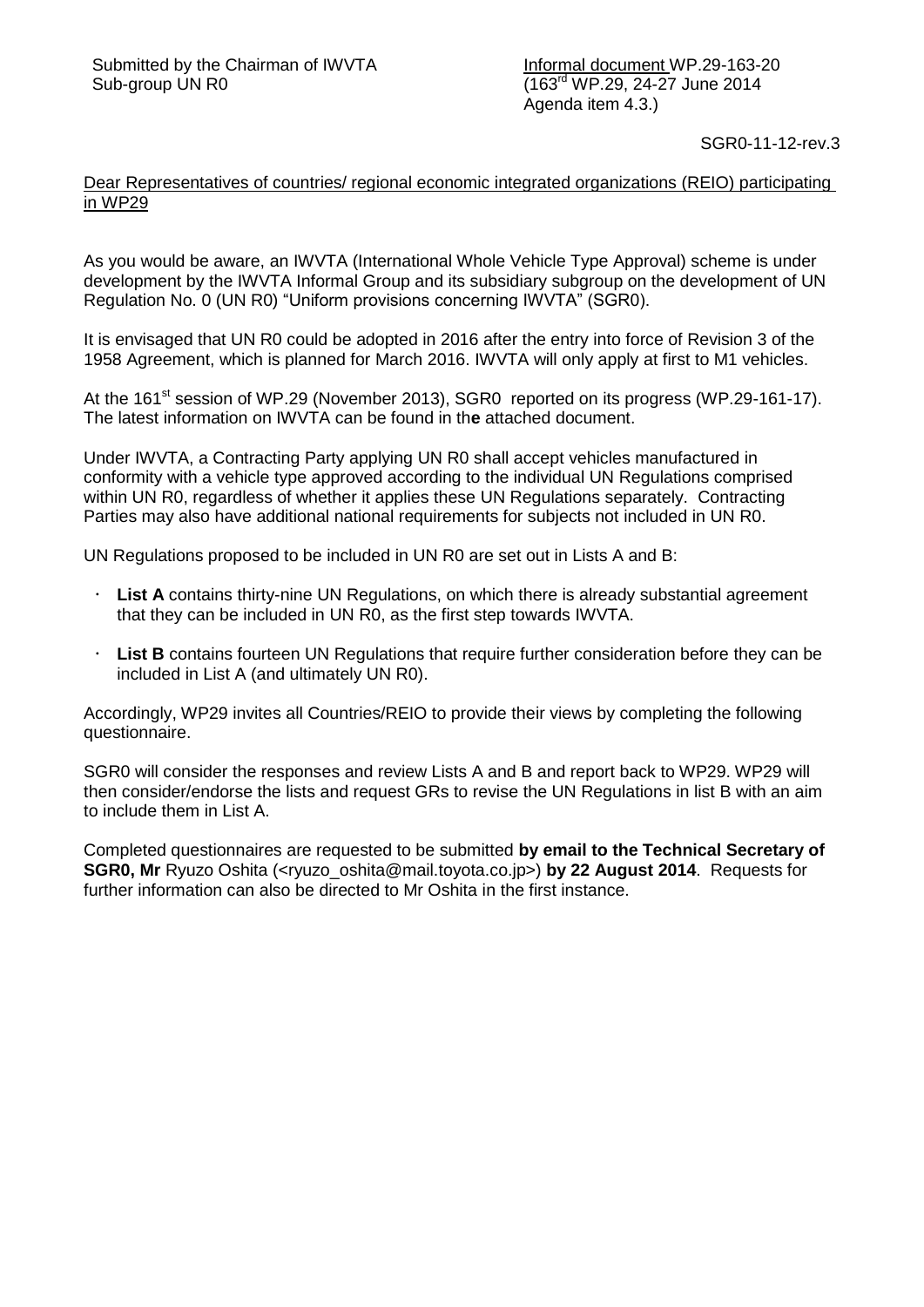Submitted by the Chairman of IWVTA
Sub-group UN R0

Informal document WP.29-163-20
(163rd WP.29, 24-27 June 2014
Agenda item 4.3.)

SGR0-11-12-rev.3

Dear Representatives of countries/ regional economic integrated organizations (REIO) participating in WP29

As you would be aware, an IWVTA (International Whole Vehicle Type Approval) scheme is under development by the IWVTA Informal Group and its subsidiary subgroup on the development of UN Regulation No. 0 (UN R0) "Uniform provisions concerning IWVTA" (SGR0).

It is envisaged that UN R0 could be adopted in 2016 after the entry into force of Revision 3 of the 1958 Agreement, which is planned for March 2016. IWVTA will only apply at first to M1 vehicles.

At the 161st session of WP.29 (November 2013), SGR0 reported on its progress (WP.29-161-17). The latest information on IWVTA can be found in the attached document.

Under IWVTA, a Contracting Party applying UN R0 shall accept vehicles manufactured in conformity with a vehicle type approved according to the individual UN Regulations comprised within UN R0, regardless of whether it applies these UN Regulations separately. Contracting Parties may also have additional national requirements for subjects not included in UN R0.

UN Regulations proposed to be included in UN R0 are set out in Lists A and B:

- **List A** contains thirty-nine UN Regulations, on which there is already substantial agreement that they can be included in UN R0, as the first step towards IWVTA.
- **List B** contains fourteen UN Regulations that require further consideration before they can be included in List A (and ultimately UN R0).

Accordingly, WP29 invites all Countries/REIO to provide their views by completing the following questionnaire.

SGR0 will consider the responses and review Lists A and B and report back to WP29. WP29 will then consider/endorse the lists and request GRs to revise the UN Regulations in list B with an aim to include them in List A.

Completed questionnaires are requested to be submitted **by email to the Technical Secretary of SGR0, Mr** Ryuzo Oshita (<ryuzo_oshita@mail.toyota.co.jp>) **by 22 August 2014**. Requests for further information can also be directed to Mr Oshita in the first instance.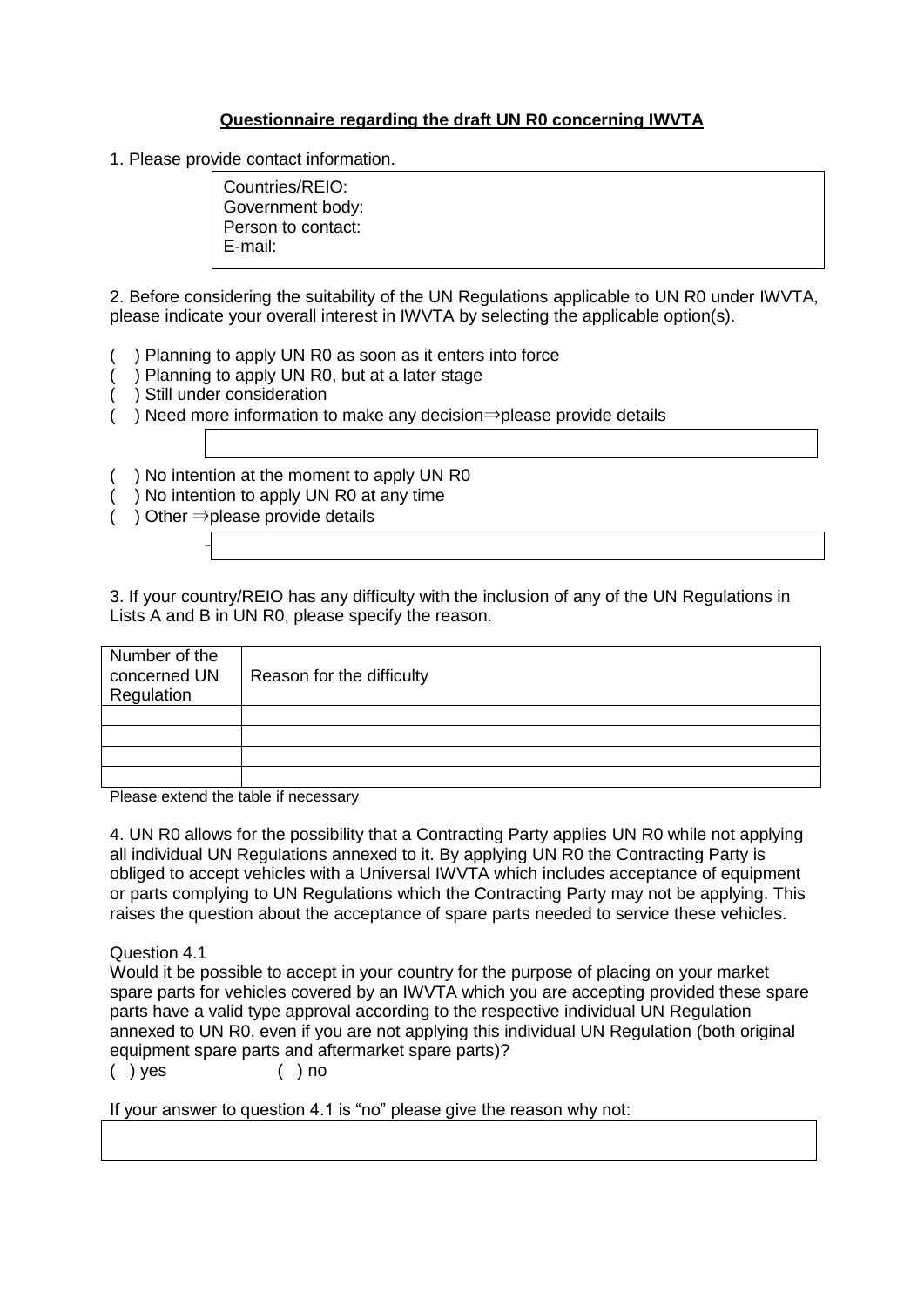**Questionnaire regarding the draft UN R0 concerning IWVTA**

1. Please provide contact information.

Countries/REIO:
Government body:
Person to contact:
E-mail:

2. Before considering the suitability of the UN Regulations applicable to UN R0 under IWVTA, please indicate your overall interest in IWVTA by selecting the applicable option(s).

( ) Planning to apply UN R0 as soon as it enters into force
( ) Planning to apply UN R0, but at a later stage
( ) Still under consideration
( ) Need more information to make any decision⇒please provide details

( ) No intention at the moment to apply UN R0
( ) No intention to apply UN R0 at any time
( ) Other ⇒please provide details

3. If your country/REIO has any difficulty with the inclusion of any of the UN Regulations in Lists A and B in UN R0, please specify the reason.

| Number of the concerned UN Regulation | Reason for the difficulty |
|---|---|
| | |
| | |
| | |
| | |

Please extend the table if necessary

4. UN R0 allows for the possibility that a Contracting Party applies UN R0 while not applying all individual UN Regulations annexed to it. By applying UN R0 the Contracting Party is obliged to accept vehicles with a Universal IWVTA which includes acceptance of equipment or parts complying to UN Regulations which the Contracting Party may not be applying. This raises the question about the acceptance of spare parts needed to service these vehicles.

Question 4.1
Would it be possible to accept in your country for the purpose of placing on your market spare parts for vehicles covered by an IWVTA which you are accepting provided these spare parts have a valid type approval according to the respective individual UN Regulation annexed to UN R0, even if you are not applying this individual UN Regulation (both original equipment spare parts and aftermarket spare parts)?
( ) yes ( ) no

If your answer to question 4.1 is "no" please give the reason why not: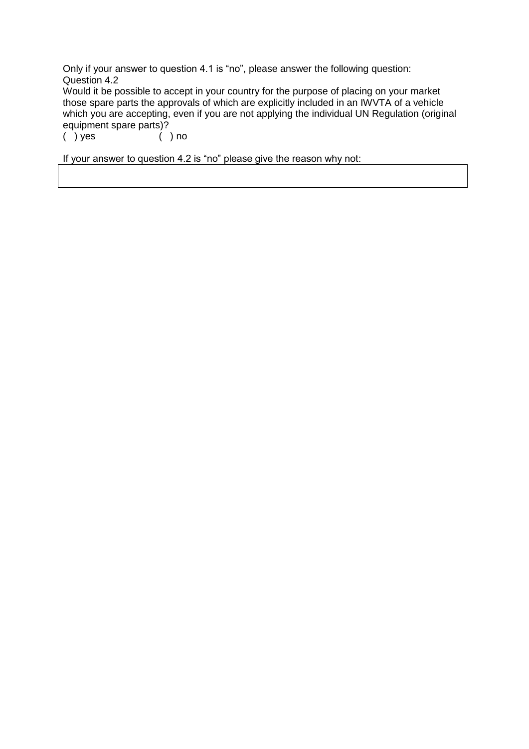Only if your answer to question 4.1 is "no", please answer the following question:
Question 4.2
Would it be possible to accept in your country for the purpose of placing on your market those spare parts the approvals of which are explicitly included in an IWVTA of a vehicle which you are accepting, even if you are not applying the individual UN Regulation (original equipment spare parts)?
( ) yes ( ) no

If your answer to question 4.2 is "no" please give the reason why not:

| |
|---|
| |